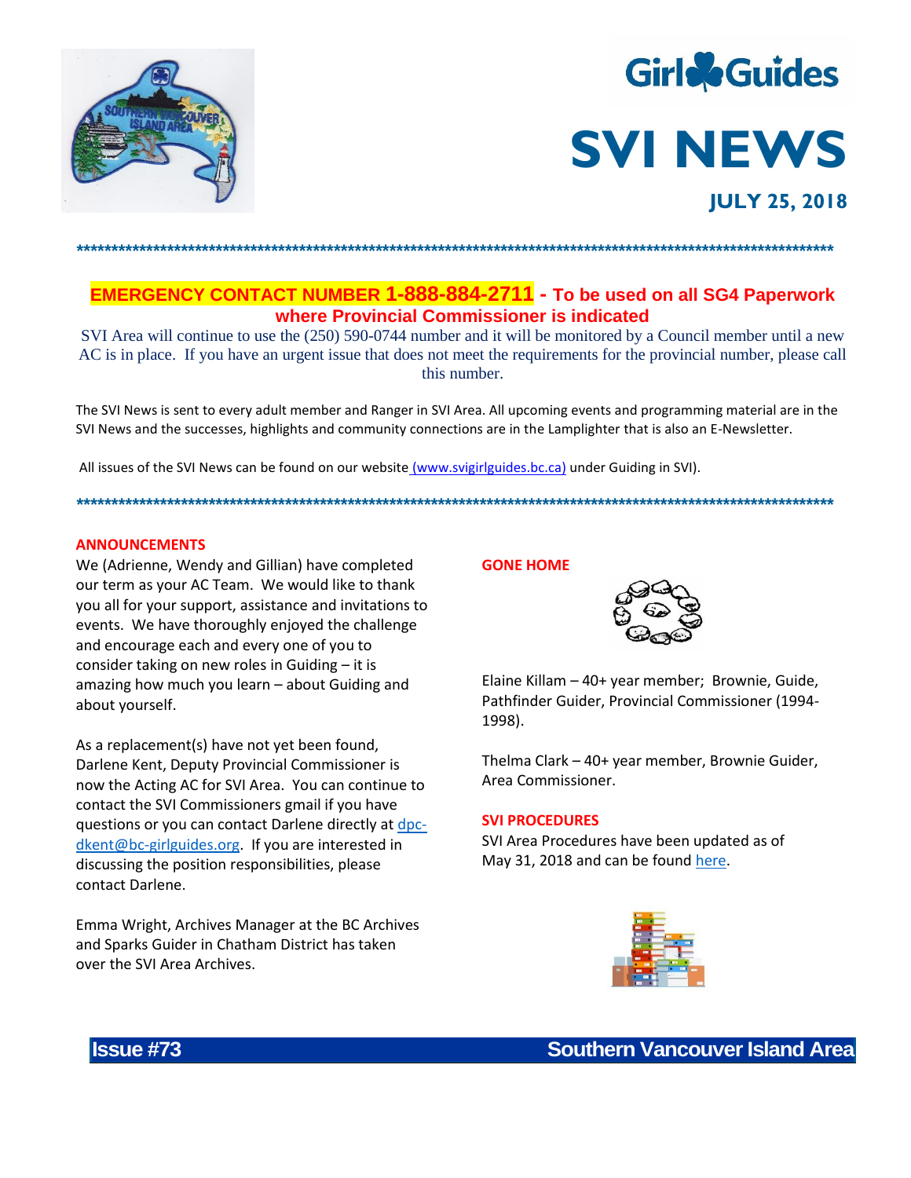# SVI NEWS

**JULY 25, 2018**

**EMERGENCY CONTACT NUMBER 1-888-884-2711 - To be used on all SG4 Paperwork where Provincial Commissioner is indicated**

SVI Area will continue to use the (250) 590-0744 number and it will be monitored by a Council member until a new AC is in place. If you have an urgent issue that does not meet the requirements for the provincial number, please call this number.

The SVI News is sent to every adult member and Ranger in SVI Area. All upcoming events and programming material are in the SVI News and the successes, highlights and community connections are in the Lamplighter that is also an E-Newsletter.

All issues of the SVI News can be found on our website (www.svigirlguides.bc.ca) under Guiding in SVI).

## ANNOUNCEMENTS

We (Adrienne, Wendy and Gillian) have completed our term as your AC Team. We would like to thank you all for your support, assistance and invitations to events. We have thoroughly enjoyed the challenge and encourage each and every one of you to consider taking on new roles in Guiding – it is amazing how much you learn – about Guiding and about yourself.

As a replacement(s) have not yet been found, Darlene Kent, Deputy Provincial Commissioner is now the Acting AC for SVI Area. You can continue to contact the SVI Commissioners gmail if you have questions or you can contact Darlene directly at dpc-dkent@bc-girlguides.org. If you are interested in discussing the position responsibilities, please contact Darlene.

Emma Wright, Archives Manager at the BC Archives and Sparks Guider in Chatham District has taken over the SVI Area Archives.

## GONE HOME

Elaine Killam – 40+ year member; Brownie, Guide, Pathfinder Guider, Provincial Commissioner (1994-1998).

Thelma Clark – 40+ year member, Brownie Guider, Area Commissioner.

## SVI PROCEDURES

SVI Area Procedures have been updated as of May 31, 2018 and can be found here.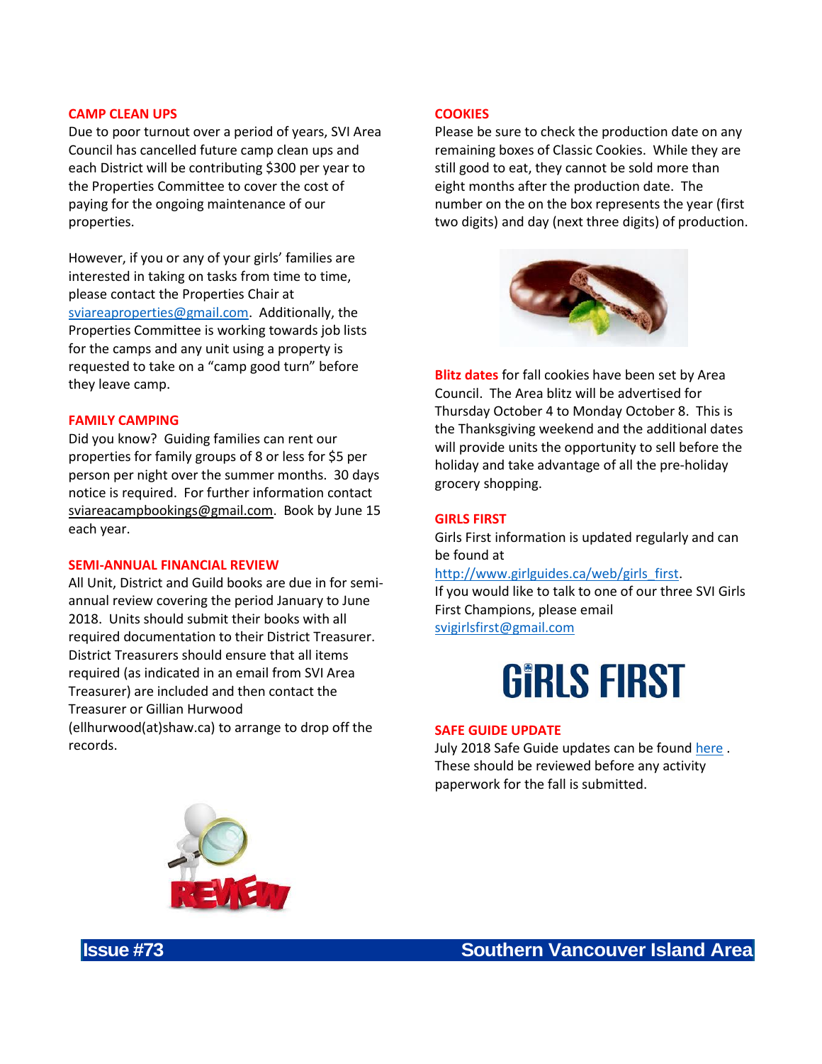## CAMP CLEAN UPS

Due to poor turnout over a period of years, SVI Area Council has cancelled future camp clean ups and each District will be contributing $300 per year to the Properties Committee to cover the cost of paying for the ongoing maintenance of our properties.

However, if you or any of your girls' families are interested in taking on tasks from time to time, please contact the Properties Chair at sviareaproperties@gmail.com. Additionally, the Properties Committee is working towards job lists for the camps and any unit using a property is requested to take on a "camp good turn" before they leave camp.

## FAMILY CAMPING

Did you know? Guiding families can rent our properties for family groups of 8 or less for $5 per person per night over the summer months. 30 days notice is required. For further information contact sviareacampbookings@gmail.com. Book by June 15 each year.

## SEMI-ANNUAL FINANCIAL REVIEW

All Unit, District and Guild books are due in for semi-annual review covering the period January to June 2018. Units should submit their books with all required documentation to their District Treasurer. District Treasurers should ensure that all items required (as indicated in an email from SVI Area Treasurer) are included and then contact the Treasurer or Gillian Hurwood (ellhurwood(at)shaw.ca) to arrange to drop off the records.

## COOKIES

Please be sure to check the production date on any remaining boxes of Classic Cookies. While they are still good to eat, they cannot be sold more than eight months after the production date. The number on the on the box represents the year (first two digits) and day (next three digits) of production.

**Blitz dates** for fall cookies have been set by Area Council. The Area blitz will be advertised for Thursday October 4 to Monday October 8. This is the Thanksgiving weekend and the additional dates will provide units the opportunity to sell before the holiday and take advantage of all the pre-holiday grocery shopping.

## GIRLS FIRST

Girls First information is updated regularly and can be found at http://www.girlguides.ca/web/girls_first.
If you would like to talk to one of our three SVI Girls First Champions, please email svigirlsfirst@gmail.com

## SAFE GUIDE UPDATE

July 2018 Safe Guide updates can be found here . These should be reviewed before any activity paperwork for the fall is submitted.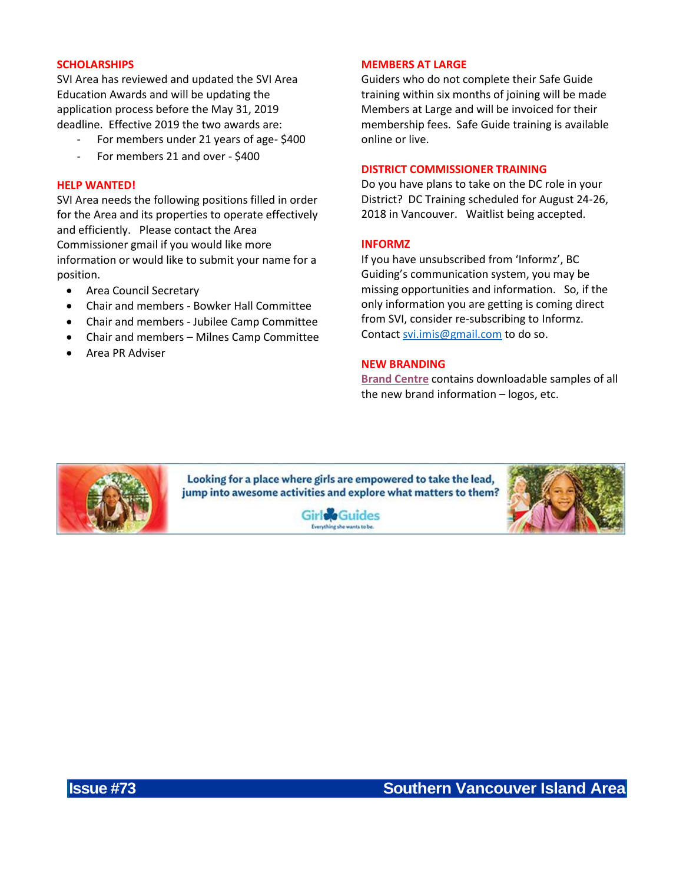## SCHOLARSHIPS

SVI Area has reviewed and updated the SVI Area Education Awards and will be updating the application process before the May 31, 2019 deadline. Effective 2019 the two awards are:

- For members under 21 years of age- $400
- For members 21 and over - $400

## HELP WANTED!

SVI Area needs the following positions filled in order for the Area and its properties to operate effectively and efficiently. Please contact the Area Commissioner gmail if you would like more information or would like to submit your name for a position.

- Area Council Secretary
- Chair and members - Bowker Hall Committee
- Chair and members - Jubilee Camp Committee
- Chair and members – Milnes Camp Committee
- Area PR Adviser

## MEMBERS AT LARGE

Guiders who do not complete their Safe Guide training within six months of joining will be made Members at Large and will be invoiced for their membership fees. Safe Guide training is available online or live.

## DISTRICT COMMISSIONER TRAINING

Do you have plans to take on the DC role in your District? DC Training scheduled for August 24-26, 2018 in Vancouver. Waitlist being accepted.

## INFORMZ

If you have unsubscribed from 'Informz', BC Guiding's communication system, you may be missing opportunities and information. So, if the only information you are getting is coming direct from SVI, consider re-subscribing to Informz. Contact svi.imis@gmail.com to do so.

## NEW BRANDING

**Brand Centre** contains downloadable samples of all the new brand information – logos, etc.

Looking for a place where girls are empowered to take the lead, jump into awesome activities and explore what matters to them?

Girl Guides
Everything she wants to be.